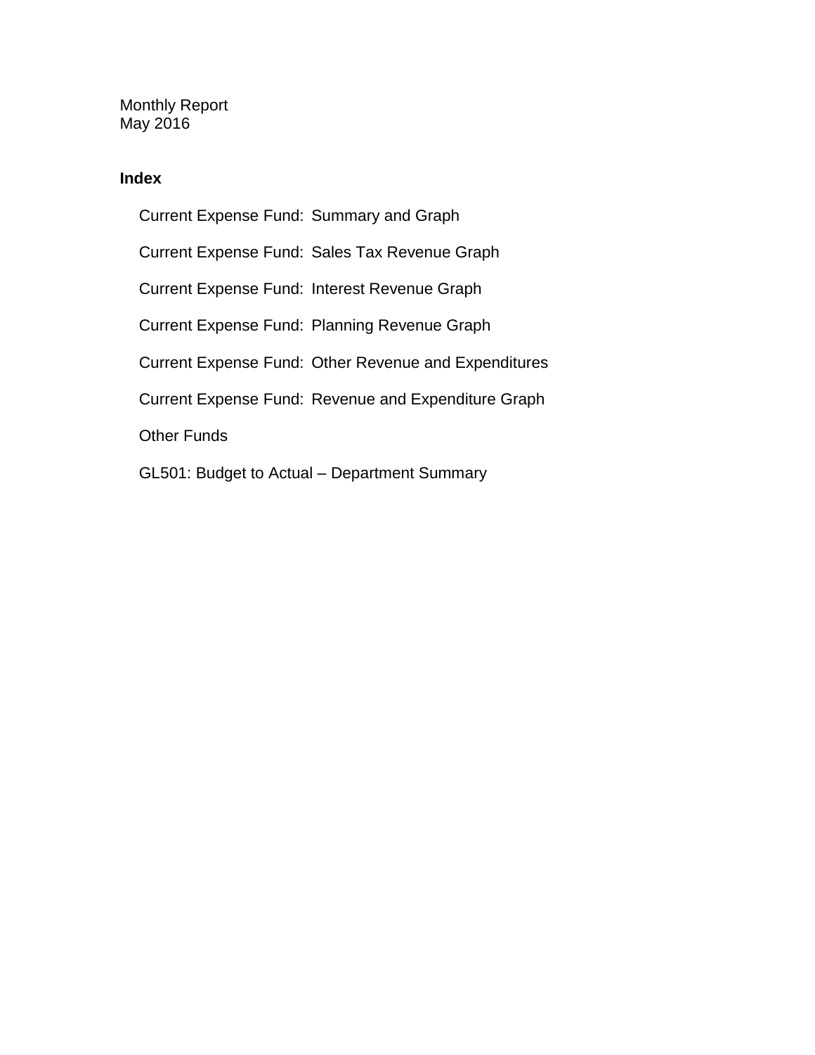Monthly Report
May 2016

**Index**

Current Expense Fund:  Summary and Graph

Current Expense Fund:  Sales Tax Revenue Graph

Current Expense Fund:  Interest Revenue Graph

Current Expense Fund:  Planning Revenue Graph

Current Expense Fund:  Other Revenue and Expenditures

Current Expense Fund:  Revenue and Expenditure Graph

Other Funds

GL501: Budget to Actual – Department Summary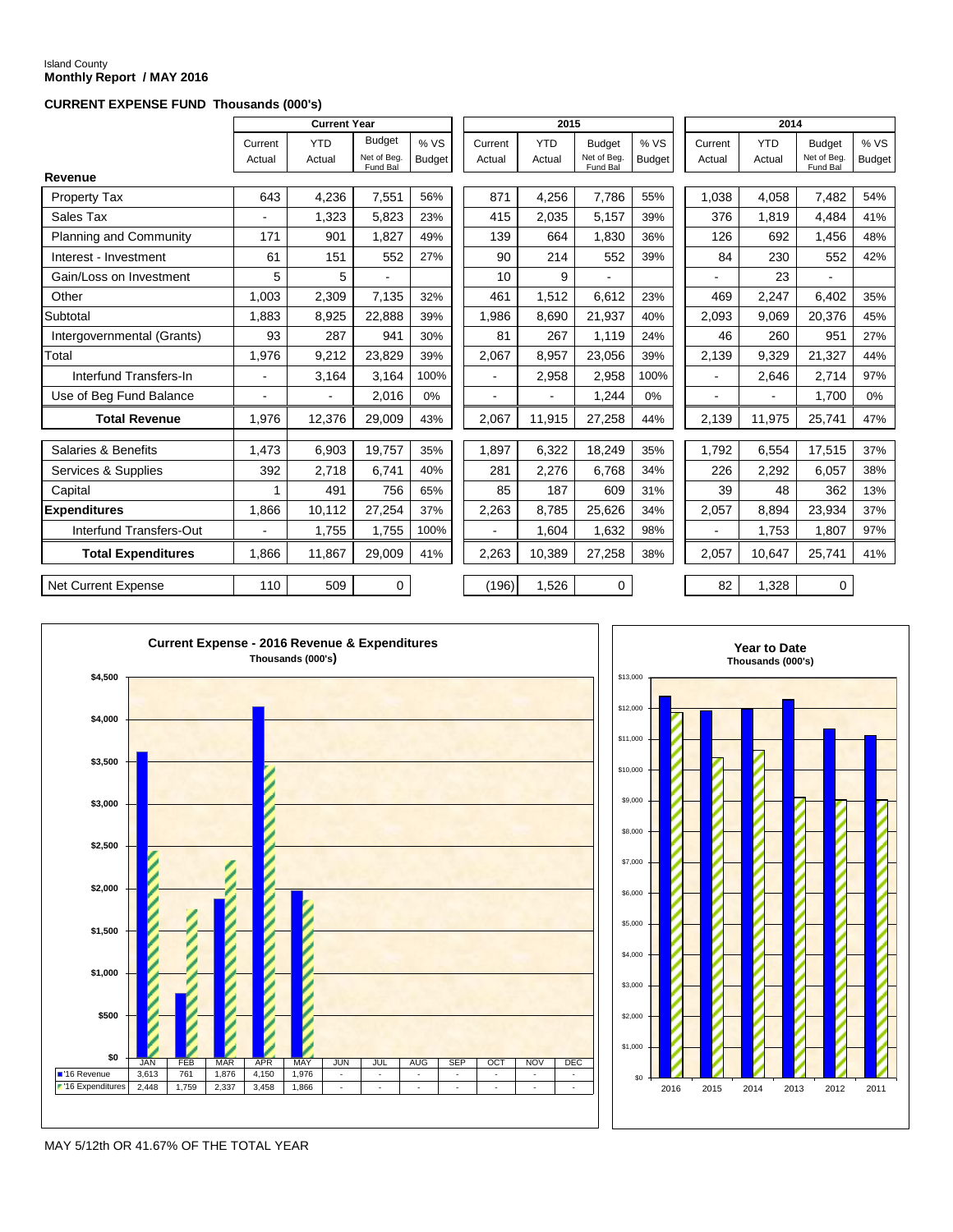Island County
**Monthly Report / MAY 2016**

**CURRENT EXPENSE FUND Thousands (000's)**

| | Current Year | | | | 2015 | | | | 2014 | | | |
|---|---|---|---|---|---|---|---|---|---|---|---|---|
| | Current Actual | YTD Actual | Budget Net of Beg. Fund Bal | % VS Budget | Current Actual | YTD Actual | Budget Net of Beg. Fund Bal | % VS Budget | Current Actual | YTD Actual | Budget Net of Beg. Fund Bal | % VS Budget |
| **Revenue** | | | | | | | | | | | | |
| Property Tax | 643 | 4,236 | 7,551 | 56% | 871 | 4,256 | 7,786 | 55% | 1,038 | 4,058 | 7,482 | 54% |
| Sales Tax | - | 1,323 | 5,823 | 23% | 415 | 2,035 | 5,157 | 39% | 376 | 1,819 | 4,484 | 41% |
| Planning and Community | 171 | 901 | 1,827 | 49% | 139 | 664 | 1,830 | 36% | 126 | 692 | 1,456 | 48% |
| Interest - Investment | 61 | 151 | 552 | 27% | 90 | 214 | 552 | 39% | 84 | 230 | 552 | 42% |
| Gain/Loss on Investment | 5 | 5 | - | | 10 | 9 | - | | - | 23 | - | |
| Other | 1,003 | 2,309 | 7,135 | 32% | 461 | 1,512 | 6,612 | 23% | 469 | 2,247 | 6,402 | 35% |
| Subtotal | 1,883 | 8,925 | 22,888 | 39% | 1,986 | 8,690 | 21,937 | 40% | 2,093 | 9,069 | 20,376 | 45% |
| Intergovernmental (Grants) | 93 | 287 | 941 | 30% | 81 | 267 | 1,119 | 24% | 46 | 260 | 951 | 27% |
| Total | 1,976 | 9,212 | 23,829 | 39% | 2,067 | 8,957 | 23,056 | 39% | 2,139 | 9,329 | 21,327 | 44% |
| Interfund Transfers-In | - | 3,164 | 3,164 | 100% | - | 2,958 | 2,958 | 100% | - | 2,646 | 2,714 | 97% |
| Use of Beg Fund Balance | - | - | 2,016 | 0% | - | - | 1,244 | 0% | - | - | 1,700 | 0% |
| **Total Revenue** | 1,976 | 12,376 | 29,009 | 43% | 2,067 | 11,915 | 27,258 | 44% | 2,139 | 11,975 | 25,741 | 47% |
| Salaries & Benefits | 1,473 | 6,903 | 19,757 | 35% | 1,897 | 6,322 | 18,249 | 35% | 1,792 | 6,554 | 17,515 | 37% |
| Services & Supplies | 392 | 2,718 | 6,741 | 40% | 281 | 2,276 | 6,768 | 34% | 226 | 2,292 | 6,057 | 38% |
| Capital | 1 | 491 | 756 | 65% | 85 | 187 | 609 | 31% | 39 | 48 | 362 | 13% |
| **Expenditures** | 1,866 | 10,112 | 27,254 | 37% | 2,263 | 8,785 | 25,626 | 34% | 2,057 | 8,894 | 23,934 | 37% |
| Interfund Transfers-Out | - | 1,755 | 1,755 | 100% | - | 1,604 | 1,632 | 98% | - | 1,753 | 1,807 | 97% |
| **Total Expenditures** | 1,866 | 11,867 | 29,009 | 41% | 2,263 | 10,389 | 27,258 | 38% | 2,057 | 10,647 | 25,741 | 41% |
| Net Current Expense | 110 | 509 | 0 | | (196) | 1,526 | 0 | | 82 | 1,328 | 0 | |

**Current Expense - 2016 Revenue & Expenditures**
Thousands (000's)

| | JAN | FEB | MAR | APR | MAY | JUN | JUL | AUG | SEP | OCT | NOV | DEC |
|---|---|---|---|---|---|---|---|---|---|---|---|---|
| '16 Revenue | 3,613 | 761 | 1,876 | 4,150 | 1,976 | - | - | - | - | - | - | - |
| '16 Expenditures | 2,448 | 1,759 | 2,337 | 3,458 | 1,866 | - | - | - | - | - | - | - |

**Year to Date**
Thousands (000's)

MAY 5/12th OR 41.67% OF THE TOTAL YEAR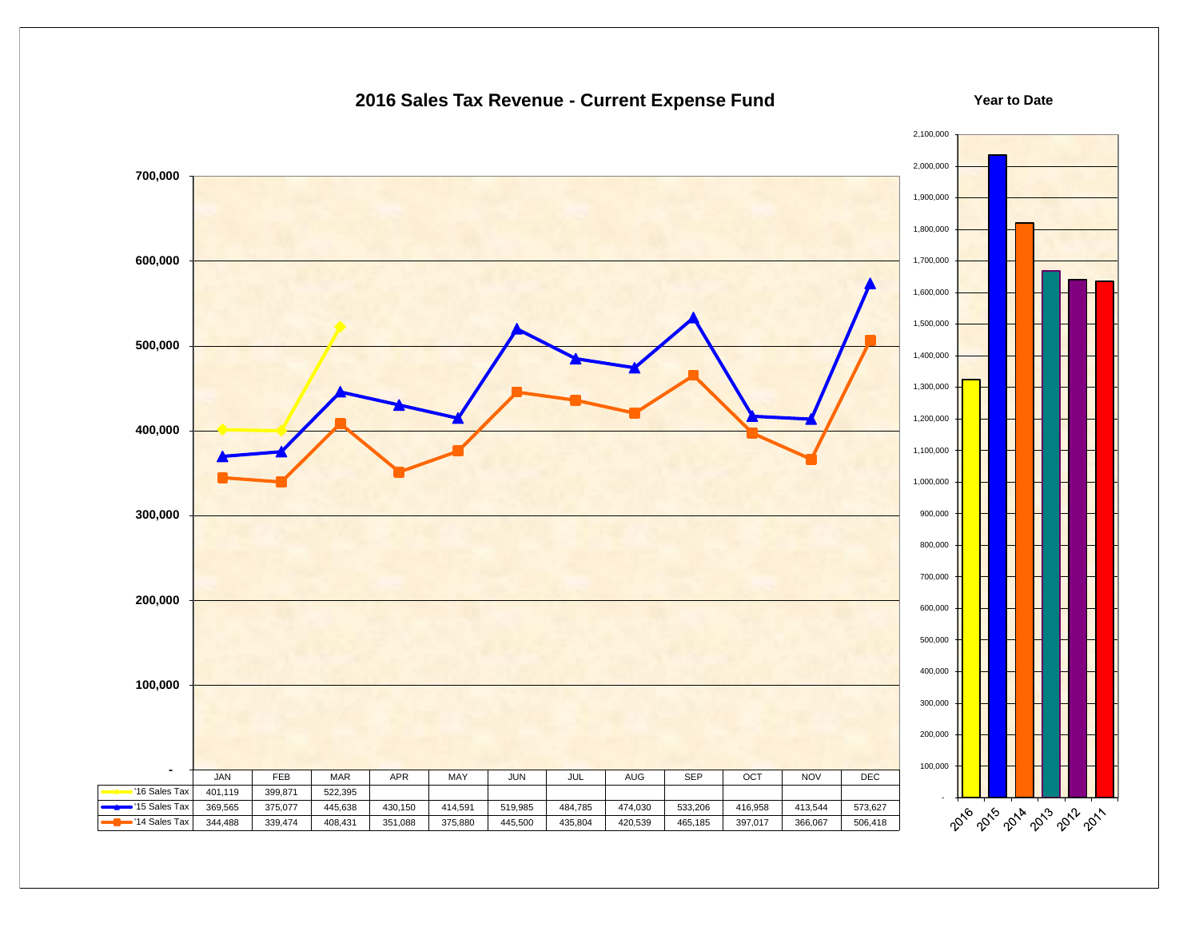# 2016 Sales Tax Revenue - Current Expense Fund

| | JAN | FEB | MAR | APR | MAY | JUN | JUL | AUG | SEP | OCT | NOV | DEC |
|---|---|---|---|---|---|---|---|---|---|---|---|---|
| '16 Sales Tax | 401,119 | 399,871 | 522,395 | | | | | | | | | |
| '15 Sales Tax | 369,565 | 375,077 | 445,638 | 430,150 | 414,591 | 519,985 | 484,785 | 474,030 | 533,206 | 416,958 | 413,544 | 573,627 |
| '14 Sales Tax | 344,488 | 339,474 | 408,431 | 351,088 | 375,880 | 445,500 | 435,804 | 420,539 | 465,185 | 397,017 | 366,067 | 506,418 |

## Year to Date

(Bar chart: 2016, 2015, 2014, 2013, 2012, 2011)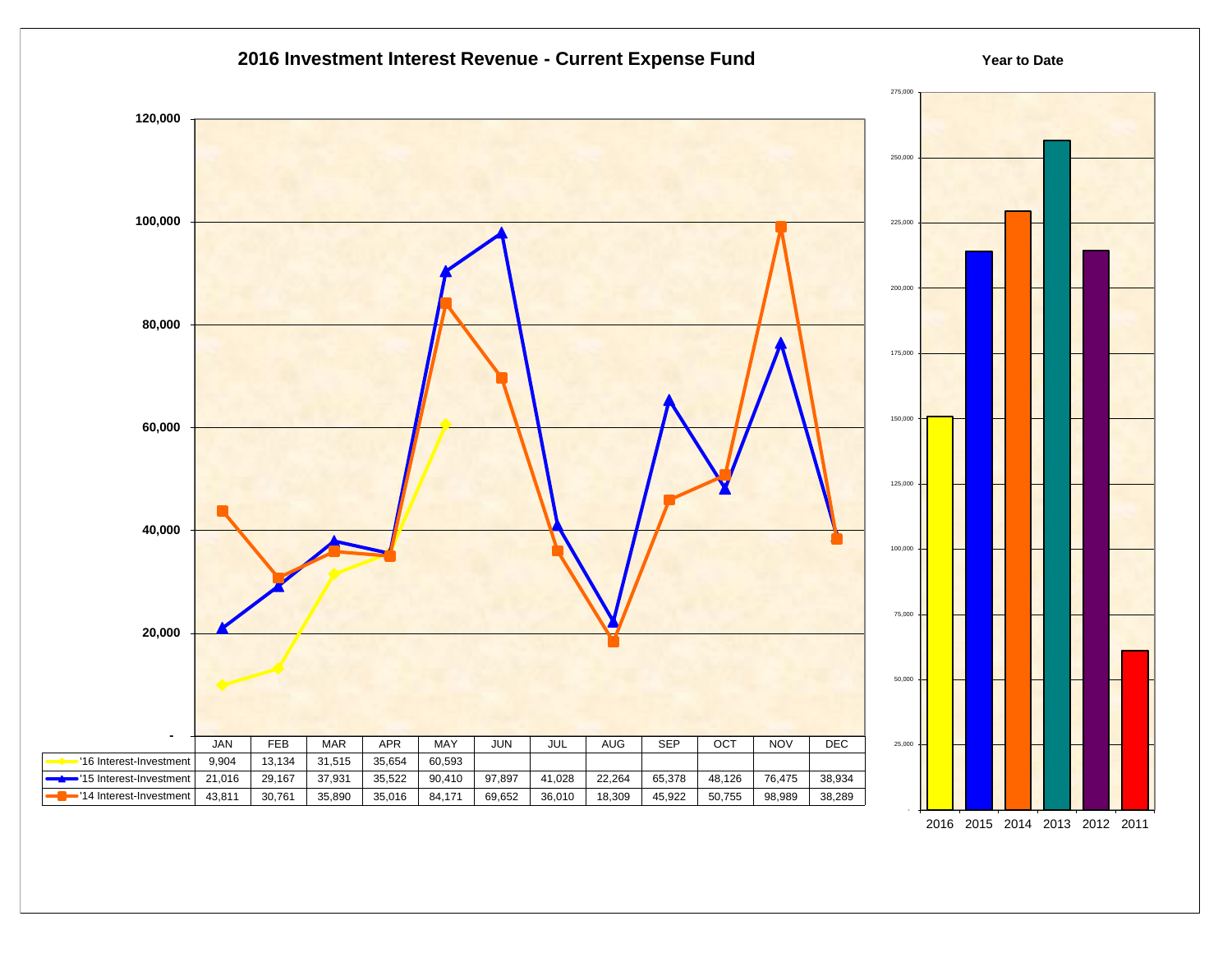## 2016 Investment Interest Revenue - Current Expense Fund

| | JAN | FEB | MAR | APR | MAY | JUN | JUL | AUG | SEP | OCT | NOV | DEC |
|---|---|---|---|---|---|---|---|---|---|---|---|---|
| '16 Interest-Investment | 9,904 | 13,134 | 31,515 | 35,654 | 60,593 | | | | | | | |
| '15 Interest-Investment | 21,016 | 29,167 | 37,931 | 35,522 | 90,410 | 97,897 | 41,028 | 22,264 | 65,378 | 48,126 | 76,475 | 38,934 |
| '14 Interest-Investment | 43,811 | 30,761 | 35,890 | 35,016 | 84,171 | 69,652 | 36,010 | 18,309 | 45,922 | 50,755 | 98,989 | 38,289 |

### Year to Date

2016 2015 2014 2013 2012 2011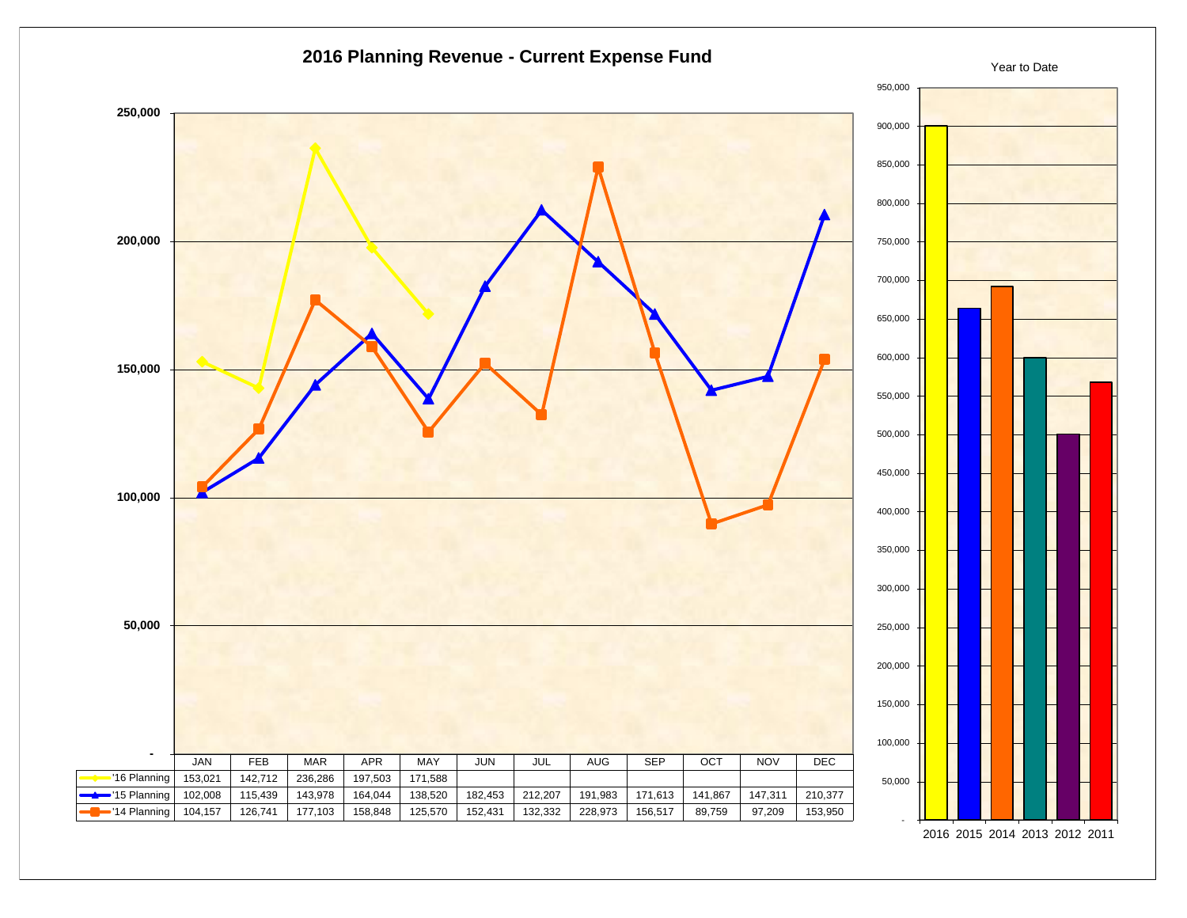# 2016 Planning Revenue - Current Expense Fund

| | JAN | FEB | MAR | APR | MAY | JUN | JUL | AUG | SEP | OCT | NOV | DEC |
|---|---|---|---|---|---|---|---|---|---|---|---|---|
| '16 Planning | 153,021 | 142,712 | 236,286 | 197,503 | 171,588 | | | | | | | |
| '15 Planning | 102,008 | 115,439 | 143,978 | 164,044 | 138,520 | 182,453 | 212,207 | 191,983 | 171,613 | 141,867 | 147,311 | 210,377 |
| '14 Planning | 104,157 | 126,741 | 177,103 | 158,848 | 125,570 | 152,431 | 132,332 | 228,973 | 156,517 | 89,759 | 97,209 | 153,950 |

Year to Date

2016 2015 2014 2013 2012 2011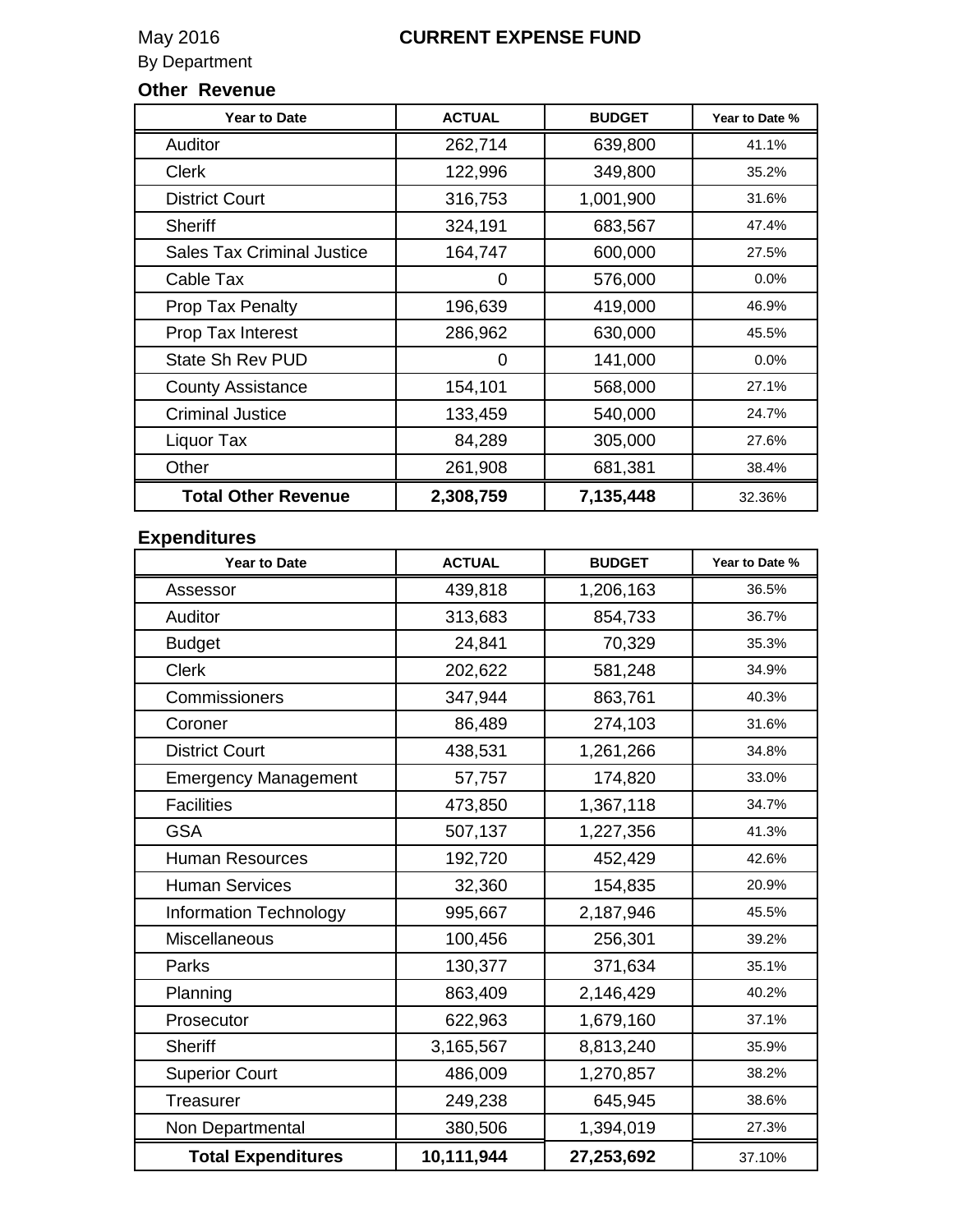May 2016

# CURRENT EXPENSE FUND

By Department

## Other Revenue

| Year to Date | ACTUAL | BUDGET | Year to Date % |
|---|---|---|---|
| Auditor | 262,714 | 639,800 | 41.1% |
| Clerk | 122,996 | 349,800 | 35.2% |
| District Court | 316,753 | 1,001,900 | 31.6% |
| Sheriff | 324,191 | 683,567 | 47.4% |
| Sales Tax Criminal Justice | 164,747 | 600,000 | 27.5% |
| Cable Tax | 0 | 576,000 | 0.0% |
| Prop Tax Penalty | 196,639 | 419,000 | 46.9% |
| Prop Tax Interest | 286,962 | 630,000 | 45.5% |
| State Sh Rev PUD | 0 | 141,000 | 0.0% |
| County Assistance | 154,101 | 568,000 | 27.1% |
| Criminal Justice | 133,459 | 540,000 | 24.7% |
| Liquor Tax | 84,289 | 305,000 | 27.6% |
| Other | 261,908 | 681,381 | 38.4% |
| **Total Other Revenue** | **2,308,759** | **7,135,448** | 32.36% |

## Expenditures

| Year to Date | ACTUAL | BUDGET | Year to Date % |
|---|---|---|---|
| Assessor | 439,818 | 1,206,163 | 36.5% |
| Auditor | 313,683 | 854,733 | 36.7% |
| Budget | 24,841 | 70,329 | 35.3% |
| Clerk | 202,622 | 581,248 | 34.9% |
| Commissioners | 347,944 | 863,761 | 40.3% |
| Coroner | 86,489 | 274,103 | 31.6% |
| District Court | 438,531 | 1,261,266 | 34.8% |
| Emergency Management | 57,757 | 174,820 | 33.0% |
| Facilities | 473,850 | 1,367,118 | 34.7% |
| GSA | 507,137 | 1,227,356 | 41.3% |
| Human Resources | 192,720 | 452,429 | 42.6% |
| Human Services | 32,360 | 154,835 | 20.9% |
| Information Technology | 995,667 | 2,187,946 | 45.5% |
| Miscellaneous | 100,456 | 256,301 | 39.2% |
| Parks | 130,377 | 371,634 | 35.1% |
| Planning | 863,409 | 2,146,429 | 40.2% |
| Prosecutor | 622,963 | 1,679,160 | 37.1% |
| Sheriff | 3,165,567 | 8,813,240 | 35.9% |
| Superior Court | 486,009 | 1,270,857 | 38.2% |
| Treasurer | 249,238 | 645,945 | 38.6% |
| Non Departmental | 380,506 | 1,394,019 | 27.3% |
| **Total Expenditures** | **10,111,944** | **27,253,692** | 37.10% |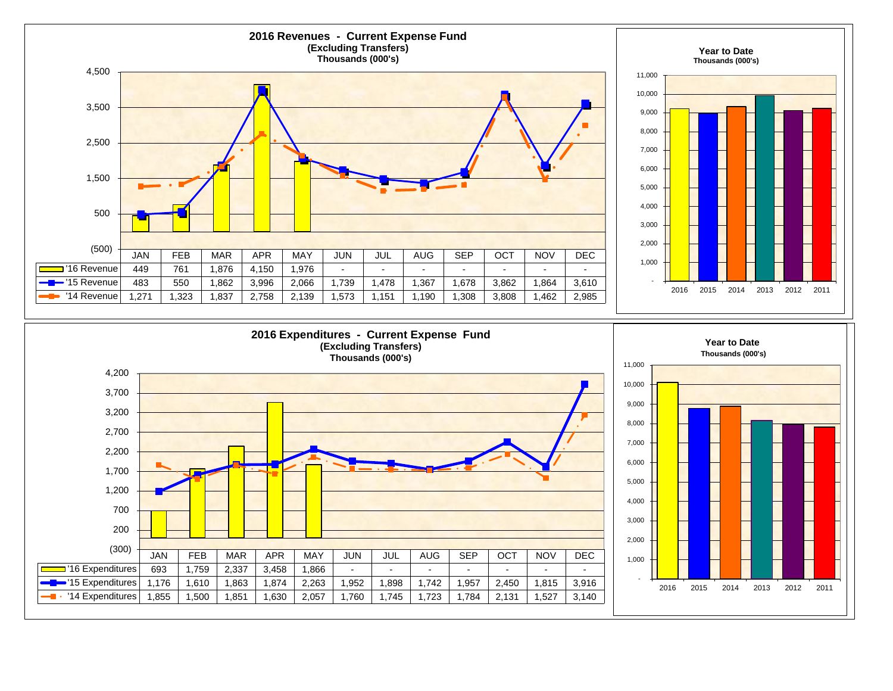## 2016 Revenues - Current Expense Fund
**(Excluding Transfers)**
**Thousands (000's)**

| | JAN | FEB | MAR | APR | MAY | JUN | JUL | AUG | SEP | OCT | NOV | DEC |
|---|---|---|---|---|---|---|---|---|---|---|---|---|
| '16 Revenue | 449 | 761 | 1,876 | 4,150 | 1,976 | - | - | - | - | - | - | - |
| '15 Revenue | 483 | 550 | 1,862 | 3,996 | 2,066 | 1,739 | 1,478 | 1,367 | 1,678 | 3,862 | 1,864 | 3,610 |
| '14 Revenue | 1,271 | 1,323 | 1,837 | 2,758 | 2,139 | 1,573 | 1,151 | 1,190 | 1,308 | 3,808 | 1,462 | 2,985 |

### Year to Date
**Thousands (000's)**

Years shown: 2016, 2015, 2014, 2013, 2012, 2011

## 2016 Expenditures - Current Expense Fund
**(Excluding Transfers)**
**Thousands (000's)**

| | JAN | FEB | MAR | APR | MAY | JUN | JUL | AUG | SEP | OCT | NOV | DEC |
|---|---|---|---|---|---|---|---|---|---|---|---|---|
| '16 Expenditures | 693 | 1,759 | 2,337 | 3,458 | 1,866 | - | - | - | - | - | - | - |
| '15 Expenditures | 1,176 | 1,610 | 1,863 | 1,874 | 2,263 | 1,952 | 1,898 | 1,742 | 1,957 | 2,450 | 1,815 | 3,916 |
| '14 Expenditures | 1,855 | 1,500 | 1,851 | 1,630 | 2,057 | 1,760 | 1,745 | 1,723 | 1,784 | 2,131 | 1,527 | 3,140 |

### Year to Date
**Thousands (000's)**

Years shown: 2016, 2015, 2014, 2013, 2012, 2011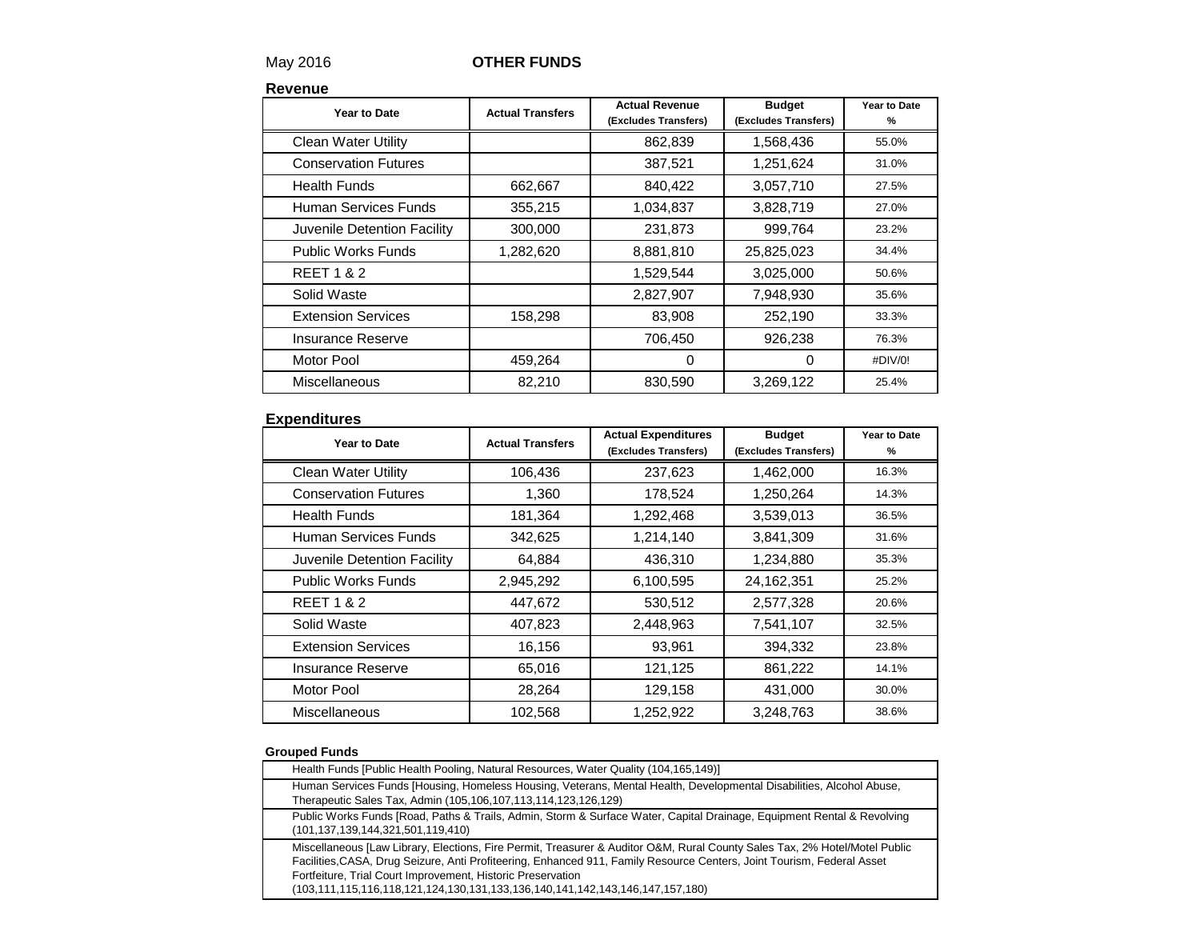May 2016 **OTHER FUNDS**

**Revenue**

| Year to Date | Actual Transfers | Actual Revenue (Excludes Transfers) | Budget (Excludes Transfers) | Year to Date % |
|---|---|---|---|---|
| Clean Water Utility | | 862,839 | 1,568,436 | 55.0% |
| Conservation Futures | | 387,521 | 1,251,624 | 31.0% |
| Health Funds | 662,667 | 840,422 | 3,057,710 | 27.5% |
| Human Services Funds | 355,215 | 1,034,837 | 3,828,719 | 27.0% |
| Juvenile Detention Facility | 300,000 | 231,873 | 999,764 | 23.2% |
| Public Works Funds | 1,282,620 | 8,881,810 | 25,825,023 | 34.4% |
| REET 1 & 2 | | 1,529,544 | 3,025,000 | 50.6% |
| Solid Waste | | 2,827,907 | 7,948,930 | 35.6% |
| Extension Services | 158,298 | 83,908 | 252,190 | 33.3% |
| Insurance Reserve | | 706,450 | 926,238 | 76.3% |
| Motor Pool | 459,264 | 0 | 0 | #DIV/0! |
| Miscellaneous | 82,210 | 830,590 | 3,269,122 | 25.4% |

**Expenditures**

| Year to Date | Actual Transfers | Actual Expenditures (Excludes Transfers) | Budget (Excludes Transfers) | Year to Date % |
|---|---|---|---|---|
| Clean Water Utility | 106,436 | 237,623 | 1,462,000 | 16.3% |
| Conservation Futures | 1,360 | 178,524 | 1,250,264 | 14.3% |
| Health Funds | 181,364 | 1,292,468 | 3,539,013 | 36.5% |
| Human Services Funds | 342,625 | 1,214,140 | 3,841,309 | 31.6% |
| Juvenile Detention Facility | 64,884 | 436,310 | 1,234,880 | 35.3% |
| Public Works Funds | 2,945,292 | 6,100,595 | 24,162,351 | 25.2% |
| REET 1 & 2 | 447,672 | 530,512 | 2,577,328 | 20.6% |
| Solid Waste | 407,823 | 2,448,963 | 7,541,107 | 32.5% |
| Extension Services | 16,156 | 93,961 | 394,332 | 23.8% |
| Insurance Reserve | 65,016 | 121,125 | 861,222 | 14.1% |
| Motor Pool | 28,264 | 129,158 | 431,000 | 30.0% |
| Miscellaneous | 102,568 | 1,252,922 | 3,248,763 | 38.6% |

**Grouped Funds**

| Grouped Funds |
|---|
| Health Funds [Public Health Pooling, Natural Resources, Water Quality (104,165,149)] |
| Human Services Funds [Housing, Homeless Housing, Veterans, Mental Health, Developmental Disabilities, Alcohol Abuse, Therapeutic Sales Tax, Admin (105,106,107,113,114,123,126,129) |
| Public Works Funds [Road, Paths & Trails, Admin, Storm & Surface Water, Capital Drainage, Equipment Rental & Revolving (101,137,139,144,321,501,119,410) |
| Miscellaneous [Law Library, Elections, Fire Permit, Treasurer & Auditor O&M, Rural County Sales Tax, 2% Hotel/Motel Public Facilities,CASA, Drug Seizure, Anti Profiteering, Enhanced 911, Family Resource Centers, Joint Tourism, Federal Asset Fortfeiture, Trial Court Improvement, Historic Preservation (103,111,115,116,118,121,124,130,131,133,136,140,141,142,143,146,147,157,180) |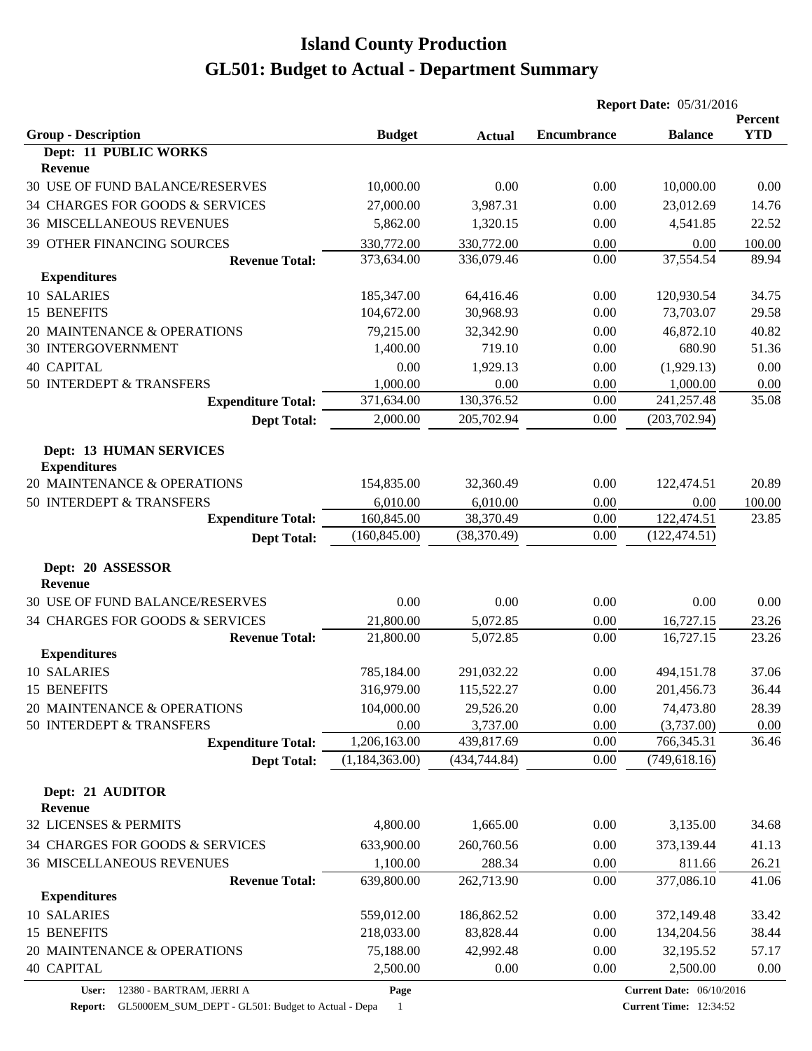# Island County Production
# GL501: Budget to Actual - Department Summary

**Report Date:** 05/31/2016

| Group - Description | Budget | Actual | Encumbrance | Balance | Percent YTD |
|---|---|---|---|---|---|
| **Dept: 11 PUBLIC WORKS** | | | | | |
| **Revenue** | | | | | |
| 30 USE OF FUND BALANCE/RESERVES | 10,000.00 | 0.00 | 0.00 | 10,000.00 | 0.00 |
| 34 CHARGES FOR GOODS & SERVICES | 27,000.00 | 3,987.31 | 0.00 | 23,012.69 | 14.76 |
| 36 MISCELLANEOUS REVENUES | 5,862.00 | 1,320.15 | 0.00 | 4,541.85 | 22.52 |
| 39 OTHER FINANCING SOURCES | 330,772.00 | 330,772.00 | 0.00 | 0.00 | 100.00 |
| **Revenue Total:** | 373,634.00 | 336,079.46 | 0.00 | 37,554.54 | 89.94 |
| **Expenditures** | | | | | |
| 10 SALARIES | 185,347.00 | 64,416.46 | 0.00 | 120,930.54 | 34.75 |
| 15 BENEFITS | 104,672.00 | 30,968.93 | 0.00 | 73,703.07 | 29.58 |
| 20 MAINTENANCE & OPERATIONS | 79,215.00 | 32,342.90 | 0.00 | 46,872.10 | 40.82 |
| 30 INTERGOVERNMENT | 1,400.00 | 719.10 | 0.00 | 680.90 | 51.36 |
| 40 CAPITAL | 0.00 | 1,929.13 | 0.00 | (1,929.13) | 0.00 |
| 50 INTERDEPT & TRANSFERS | 1,000.00 | 0.00 | 0.00 | 1,000.00 | 0.00 |
| **Expenditure Total:** | 371,634.00 | 130,376.52 | 0.00 | 241,257.48 | 35.08 |
| **Dept Total:** | 2,000.00 | 205,702.94 | 0.00 | (203,702.94) | |
| **Dept: 13 HUMAN SERVICES** | | | | | |
| **Expenditures** | | | | | |
| 20 MAINTENANCE & OPERATIONS | 154,835.00 | 32,360.49 | 0.00 | 122,474.51 | 20.89 |
| 50 INTERDEPT & TRANSFERS | 6,010.00 | 6,010.00 | 0.00 | 0.00 | 100.00 |
| **Expenditure Total:** | 160,845.00 | 38,370.49 | 0.00 | 122,474.51 | 23.85 |
| **Dept Total:** | (160,845.00) | (38,370.49) | 0.00 | (122,474.51) | |
| **Dept: 20 ASSESSOR** | | | | | |
| **Revenue** | | | | | |
| 30 USE OF FUND BALANCE/RESERVES | 0.00 | 0.00 | 0.00 | 0.00 | 0.00 |
| 34 CHARGES FOR GOODS & SERVICES | 21,800.00 | 5,072.85 | 0.00 | 16,727.15 | 23.26 |
| **Revenue Total:** | 21,800.00 | 5,072.85 | 0.00 | 16,727.15 | 23.26 |
| **Expenditures** | | | | | |
| 10 SALARIES | 785,184.00 | 291,032.22 | 0.00 | 494,151.78 | 37.06 |
| 15 BENEFITS | 316,979.00 | 115,522.27 | 0.00 | 201,456.73 | 36.44 |
| 20 MAINTENANCE & OPERATIONS | 104,000.00 | 29,526.20 | 0.00 | 74,473.80 | 28.39 |
| 50 INTERDEPT & TRANSFERS | 0.00 | 3,737.00 | 0.00 | (3,737.00) | 0.00 |
| **Expenditure Total:** | 1,206,163.00 | 439,817.69 | 0.00 | 766,345.31 | 36.46 |
| **Dept Total:** | (1,184,363.00) | (434,744.84) | 0.00 | (749,618.16) | |
| **Dept: 21 AUDITOR** | | | | | |
| **Revenue** | | | | | |
| 32 LICENSES & PERMITS | 4,800.00 | 1,665.00 | 0.00 | 3,135.00 | 34.68 |
| 34 CHARGES FOR GOODS & SERVICES | 633,900.00 | 260,760.56 | 0.00 | 373,139.44 | 41.13 |
| 36 MISCELLANEOUS REVENUES | 1,100.00 | 288.34 | 0.00 | 811.66 | 26.21 |
| **Revenue Total:** | 639,800.00 | 262,713.90 | 0.00 | 377,086.10 | 41.06 |
| **Expenditures** | | | | | |
| 10 SALARIES | 559,012.00 | 186,862.52 | 0.00 | 372,149.48 | 33.42 |
| 15 BENEFITS | 218,033.00 | 83,828.44 | 0.00 | 134,204.56 | 38.44 |
| 20 MAINTENANCE & OPERATIONS | 75,188.00 | 42,992.48 | 0.00 | 32,195.52 | 57.17 |
| 40 CAPITAL | 2,500.00 | 0.00 | 0.00 | 2,500.00 | 0.00 |

**User:** 12380 - BARTRAM, JERRI A
**Report:** GL5000EM_SUM_DEPT - GL501: Budget to Actual - Depa
**Current Date:** 06/10/2016
**Current Time:** 12:34:52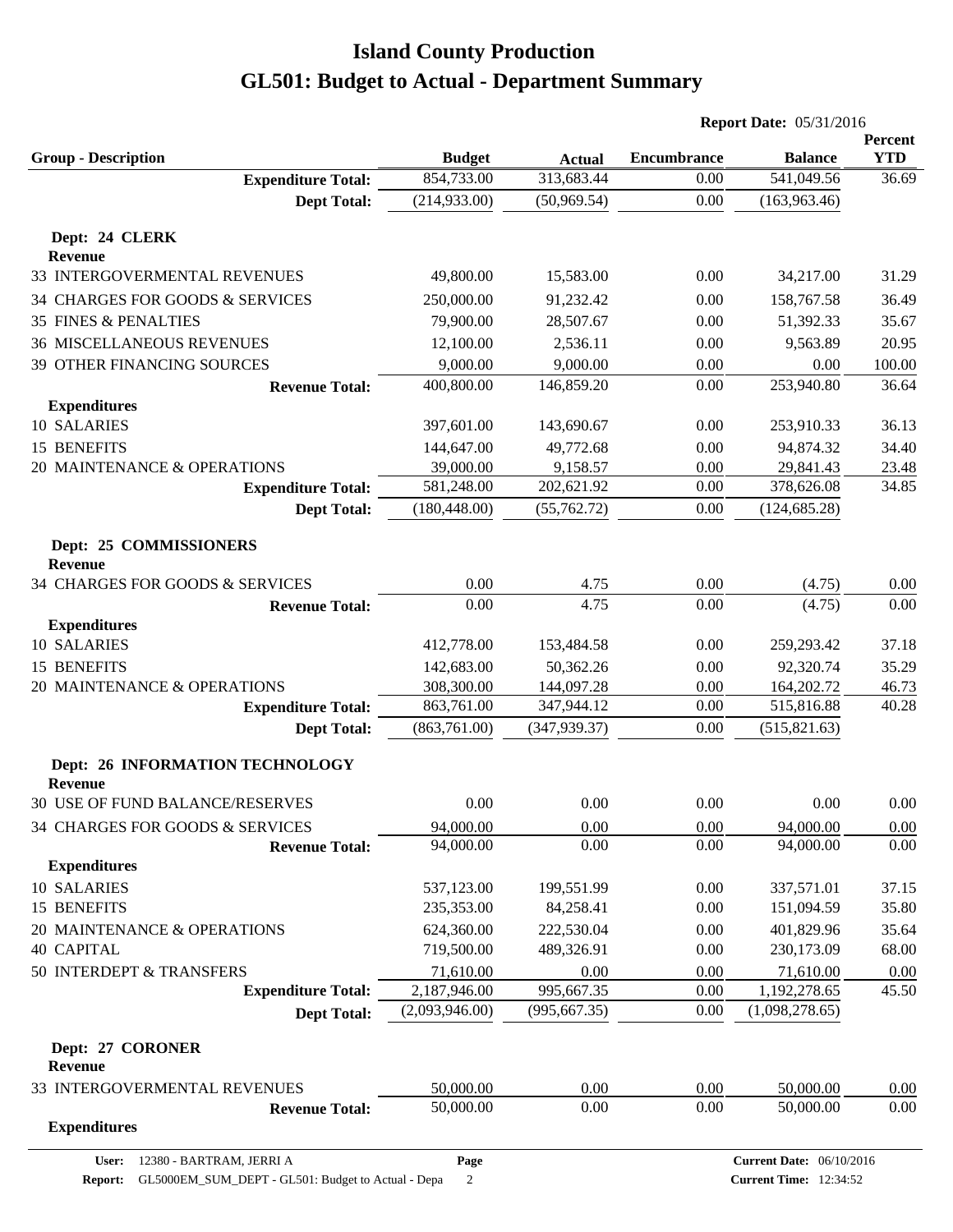# Island County Production
# GL501: Budget to Actual - Department Summary

**Report Date:** 05/31/2016

| Group - Description | Budget | Actual | Encumbrance | Balance | Percent YTD |
|---|---|---|---|---|---|
| **Expenditure Total:** | 854,733.00 | 313,683.44 | 0.00 | 541,049.56 | 36.69 |
| **Dept Total:** | (214,933.00) | (50,969.54) | 0.00 | (163,963.46) | |
| **Dept: 24 CLERK** | | | | | |
| **Revenue** | | | | | |
| 33 INTERGOVERMENTAL REVENUES | 49,800.00 | 15,583.00 | 0.00 | 34,217.00 | 31.29 |
| 34 CHARGES FOR GOODS & SERVICES | 250,000.00 | 91,232.42 | 0.00 | 158,767.58 | 36.49 |
| 35 FINES & PENALTIES | 79,900.00 | 28,507.67 | 0.00 | 51,392.33 | 35.67 |
| 36 MISCELLANEOUS REVENUES | 12,100.00 | 2,536.11 | 0.00 | 9,563.89 | 20.95 |
| 39 OTHER FINANCING SOURCES | 9,000.00 | 9,000.00 | 0.00 | 0.00 | 100.00 |
| **Revenue Total:** | 400,800.00 | 146,859.20 | 0.00 | 253,940.80 | 36.64 |
| **Expenditures** | | | | | |
| 10 SALARIES | 397,601.00 | 143,690.67 | 0.00 | 253,910.33 | 36.13 |
| 15 BENEFITS | 144,647.00 | 49,772.68 | 0.00 | 94,874.32 | 34.40 |
| 20 MAINTENANCE & OPERATIONS | 39,000.00 | 9,158.57 | 0.00 | 29,841.43 | 23.48 |
| **Expenditure Total:** | 581,248.00 | 202,621.92 | 0.00 | 378,626.08 | 34.85 |
| **Dept Total:** | (180,448.00) | (55,762.72) | 0.00 | (124,685.28) | |
| **Dept: 25 COMMISSIONERS** | | | | | |
| **Revenue** | | | | | |
| 34 CHARGES FOR GOODS & SERVICES | 0.00 | 4.75 | 0.00 | (4.75) | 0.00 |
| **Revenue Total:** | 0.00 | 4.75 | 0.00 | (4.75) | 0.00 |
| **Expenditures** | | | | | |
| 10 SALARIES | 412,778.00 | 153,484.58 | 0.00 | 259,293.42 | 37.18 |
| 15 BENEFITS | 142,683.00 | 50,362.26 | 0.00 | 92,320.74 | 35.29 |
| 20 MAINTENANCE & OPERATIONS | 308,300.00 | 144,097.28 | 0.00 | 164,202.72 | 46.73 |
| **Expenditure Total:** | 863,761.00 | 347,944.12 | 0.00 | 515,816.88 | 40.28 |
| **Dept Total:** | (863,761.00) | (347,939.37) | 0.00 | (515,821.63) | |
| **Dept: 26 INFORMATION TECHNOLOGY** | | | | | |
| **Revenue** | | | | | |
| 30 USE OF FUND BALANCE/RESERVES | 0.00 | 0.00 | 0.00 | 0.00 | 0.00 |
| 34 CHARGES FOR GOODS & SERVICES | 94,000.00 | 0.00 | 0.00 | 94,000.00 | 0.00 |
| **Revenue Total:** | 94,000.00 | 0.00 | 0.00 | 94,000.00 | 0.00 |
| **Expenditures** | | | | | |
| 10 SALARIES | 537,123.00 | 199,551.99 | 0.00 | 337,571.01 | 37.15 |
| 15 BENEFITS | 235,353.00 | 84,258.41 | 0.00 | 151,094.59 | 35.80 |
| 20 MAINTENANCE & OPERATIONS | 624,360.00 | 222,530.04 | 0.00 | 401,829.96 | 35.64 |
| 40 CAPITAL | 719,500.00 | 489,326.91 | 0.00 | 230,173.09 | 68.00 |
| 50 INTERDEPT & TRANSFERS | 71,610.00 | 0.00 | 0.00 | 71,610.00 | 0.00 |
| **Expenditure Total:** | 2,187,946.00 | 995,667.35 | 0.00 | 1,192,278.65 | 45.50 |
| **Dept Total:** | (2,093,946.00) | (995,667.35) | 0.00 | (1,098,278.65) | |
| **Dept: 27 CORONER** | | | | | |
| **Revenue** | | | | | |
| 33 INTERGOVERMENTAL REVENUES | 50,000.00 | 0.00 | 0.00 | 50,000.00 | 0.00 |
| **Revenue Total:** | 50,000.00 | 0.00 | 0.00 | 50,000.00 | 0.00 |
| **Expenditures** | | | | | |

**User:** 12380 - BARTRAM, JERRI A
**Report:** GL5000EM_SUM_DEPT - GL501: Budget to Actual - Depa
**Current Date:** 06/10/2016
**Current Time:** 12:34:52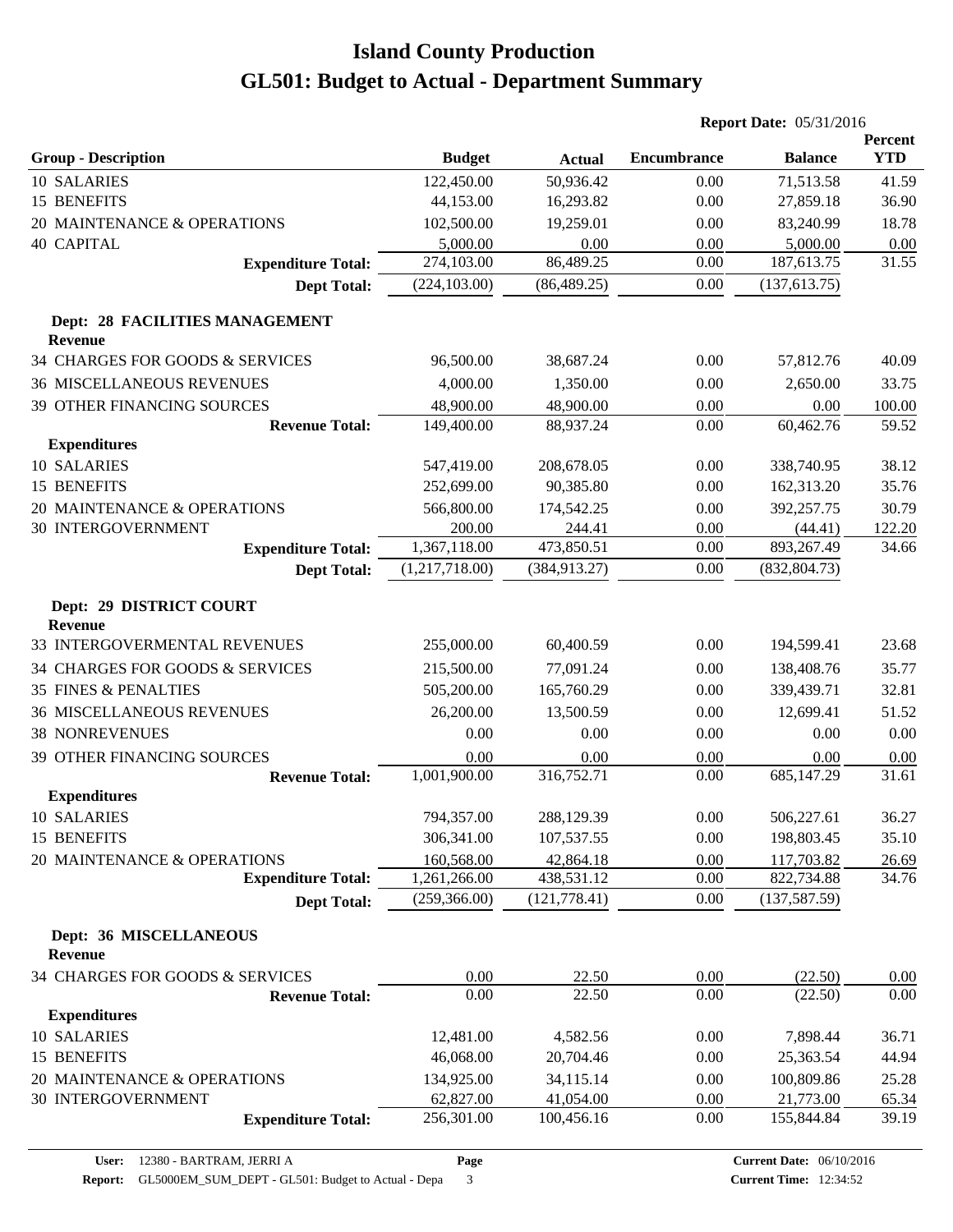# Island County Production
# GL501: Budget to Actual - Department Summary

**Report Date:** 05/31/2016

| Group - Description | Budget | Actual | Encumbrance | Balance | Percent YTD |
|---|---|---|---|---|---|
| 10 SALARIES | 122,450.00 | 50,936.42 | 0.00 | 71,513.58 | 41.59 |
| 15 BENEFITS | 44,153.00 | 16,293.82 | 0.00 | 27,859.18 | 36.90 |
| 20 MAINTENANCE & OPERATIONS | 102,500.00 | 19,259.01 | 0.00 | 83,240.99 | 18.78 |
| 40 CAPITAL | 5,000.00 | 0.00 | 0.00 | 5,000.00 | 0.00 |
| **Expenditure Total:** | 274,103.00 | 86,489.25 | 0.00 | 187,613.75 | 31.55 |
| **Dept Total:** | (224,103.00) | (86,489.25) | 0.00 | (137,613.75) | |
| **Dept: 28 FACILITIES MANAGEMENT** | | | | | |
| **Revenue** | | | | | |
| 34 CHARGES FOR GOODS & SERVICES | 96,500.00 | 38,687.24 | 0.00 | 57,812.76 | 40.09 |
| 36 MISCELLANEOUS REVENUES | 4,000.00 | 1,350.00 | 0.00 | 2,650.00 | 33.75 |
| 39 OTHER FINANCING SOURCES | 48,900.00 | 48,900.00 | 0.00 | 0.00 | 100.00 |
| **Revenue Total:** | 149,400.00 | 88,937.24 | 0.00 | 60,462.76 | 59.52 |
| **Expenditures** | | | | | |
| 10 SALARIES | 547,419.00 | 208,678.05 | 0.00 | 338,740.95 | 38.12 |
| 15 BENEFITS | 252,699.00 | 90,385.80 | 0.00 | 162,313.20 | 35.76 |
| 20 MAINTENANCE & OPERATIONS | 566,800.00 | 174,542.25 | 0.00 | 392,257.75 | 30.79 |
| 30 INTERGOVERNMENT | 200.00 | 244.41 | 0.00 | (44.41) | 122.20 |
| **Expenditure Total:** | 1,367,118.00 | 473,850.51 | 0.00 | 893,267.49 | 34.66 |
| **Dept Total:** | (1,217,718.00) | (384,913.27) | 0.00 | (832,804.73) | |
| **Dept: 29 DISTRICT COURT** | | | | | |
| **Revenue** | | | | | |
| 33 INTERGOVERMENTAL REVENUES | 255,000.00 | 60,400.59 | 0.00 | 194,599.41 | 23.68 |
| 34 CHARGES FOR GOODS & SERVICES | 215,500.00 | 77,091.24 | 0.00 | 138,408.76 | 35.77 |
| 35 FINES & PENALTIES | 505,200.00 | 165,760.29 | 0.00 | 339,439.71 | 32.81 |
| 36 MISCELLANEOUS REVENUES | 26,200.00 | 13,500.59 | 0.00 | 12,699.41 | 51.52 |
| 38 NONREVENUES | 0.00 | 0.00 | 0.00 | 0.00 | 0.00 |
| 39 OTHER FINANCING SOURCES | 0.00 | 0.00 | 0.00 | 0.00 | 0.00 |
| **Revenue Total:** | 1,001,900.00 | 316,752.71 | 0.00 | 685,147.29 | 31.61 |
| **Expenditures** | | | | | |
| 10 SALARIES | 794,357.00 | 288,129.39 | 0.00 | 506,227.61 | 36.27 |
| 15 BENEFITS | 306,341.00 | 107,537.55 | 0.00 | 198,803.45 | 35.10 |
| 20 MAINTENANCE & OPERATIONS | 160,568.00 | 42,864.18 | 0.00 | 117,703.82 | 26.69 |
| **Expenditure Total:** | 1,261,266.00 | 438,531.12 | 0.00 | 822,734.88 | 34.76 |
| **Dept Total:** | (259,366.00) | (121,778.41) | 0.00 | (137,587.59) | |
| **Dept: 36 MISCELLANEOUS** | | | | | |
| **Revenue** | | | | | |
| 34 CHARGES FOR GOODS & SERVICES | 0.00 | 22.50 | 0.00 | (22.50) | 0.00 |
| **Revenue Total:** | 0.00 | 22.50 | 0.00 | (22.50) | 0.00 |
| **Expenditures** | | | | | |
| 10 SALARIES | 12,481.00 | 4,582.56 | 0.00 | 7,898.44 | 36.71 |
| 15 BENEFITS | 46,068.00 | 20,704.46 | 0.00 | 25,363.54 | 44.94 |
| 20 MAINTENANCE & OPERATIONS | 134,925.00 | 34,115.14 | 0.00 | 100,809.86 | 25.28 |
| 30 INTERGOVERNMENT | 62,827.00 | 41,054.00 | 0.00 | 21,773.00 | 65.34 |
| **Expenditure Total:** | 256,301.00 | 100,456.16 | 0.00 | 155,844.84 | 39.19 |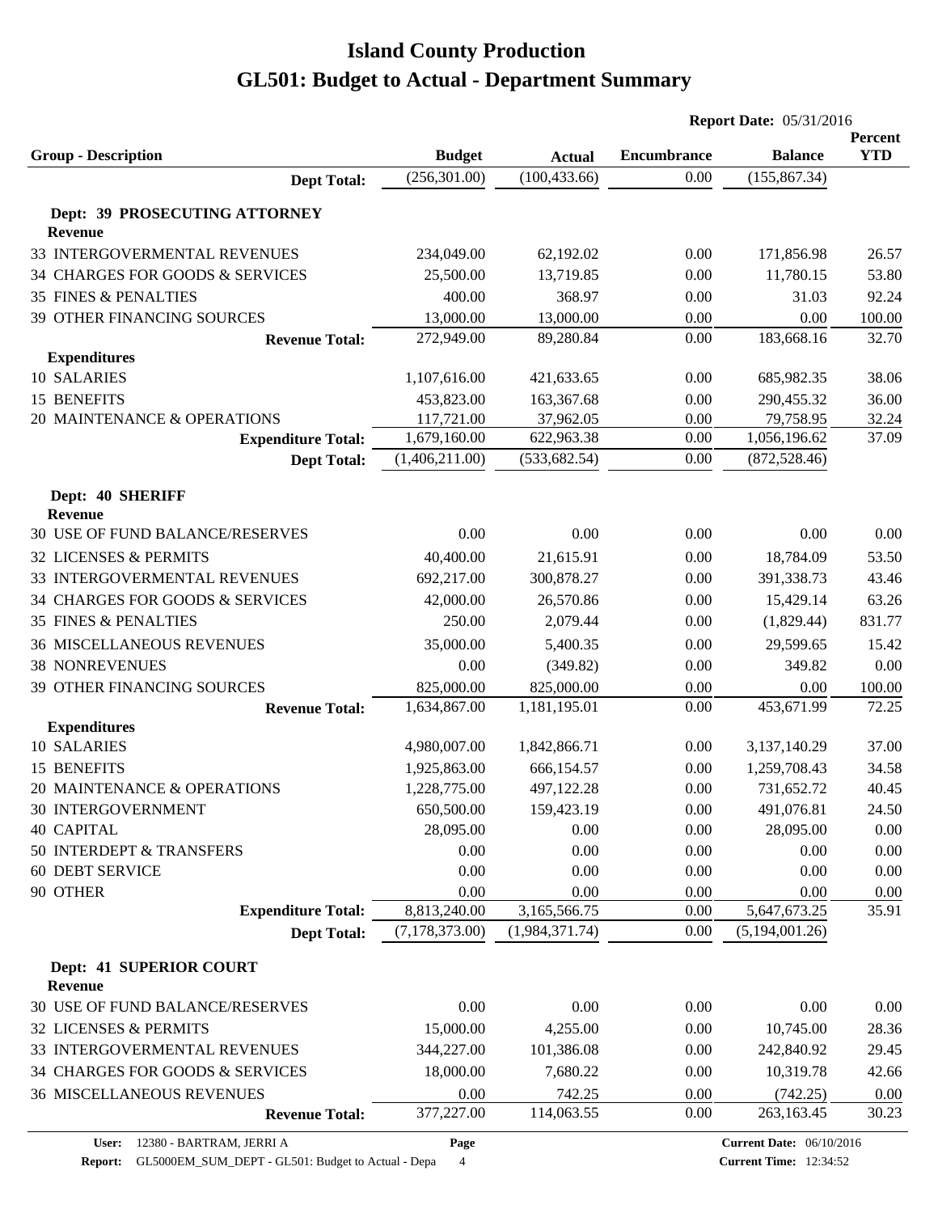# Island County Production

# GL501: Budget to Actual - Department Summary

**Report Date:** 05/31/2016

| Group - Description | Budget | Actual | Encumbrance | Balance | Percent YTD |
|---|---|---|---|---|---|
| **Dept Total:** | (256,301.00) | (100,433.66) | 0.00 | (155,867.34) | |
| **Dept: 39 PROSECUTING ATTORNEY** | | | | | |
| **Revenue** | | | | | |
| 33 INTERGOVERMENTAL REVENUES | 234,049.00 | 62,192.02 | 0.00 | 171,856.98 | 26.57 |
| 34 CHARGES FOR GOODS & SERVICES | 25,500.00 | 13,719.85 | 0.00 | 11,780.15 | 53.80 |
| 35 FINES & PENALTIES | 400.00 | 368.97 | 0.00 | 31.03 | 92.24 |
| 39 OTHER FINANCING SOURCES | 13,000.00 | 13,000.00 | 0.00 | 0.00 | 100.00 |
| **Revenue Total:** | 272,949.00 | 89,280.84 | 0.00 | 183,668.16 | 32.70 |
| **Expenditures** | | | | | |
| 10 SALARIES | 1,107,616.00 | 421,633.65 | 0.00 | 685,982.35 | 38.06 |
| 15 BENEFITS | 453,823.00 | 163,367.68 | 0.00 | 290,455.32 | 36.00 |
| 20 MAINTENANCE & OPERATIONS | 117,721.00 | 37,962.05 | 0.00 | 79,758.95 | 32.24 |
| **Expenditure Total:** | 1,679,160.00 | 622,963.38 | 0.00 | 1,056,196.62 | 37.09 |
| **Dept Total:** | (1,406,211.00) | (533,682.54) | 0.00 | (872,528.46) | |
| **Dept: 40 SHERIFF** | | | | | |
| **Revenue** | | | | | |
| 30 USE OF FUND BALANCE/RESERVES | 0.00 | 0.00 | 0.00 | 0.00 | 0.00 |
| 32 LICENSES & PERMITS | 40,400.00 | 21,615.91 | 0.00 | 18,784.09 | 53.50 |
| 33 INTERGOVERMENTAL REVENUES | 692,217.00 | 300,878.27 | 0.00 | 391,338.73 | 43.46 |
| 34 CHARGES FOR GOODS & SERVICES | 42,000.00 | 26,570.86 | 0.00 | 15,429.14 | 63.26 |
| 35 FINES & PENALTIES | 250.00 | 2,079.44 | 0.00 | (1,829.44) | 831.77 |
| 36 MISCELLANEOUS REVENUES | 35,000.00 | 5,400.35 | 0.00 | 29,599.65 | 15.42 |
| 38 NONREVENUES | 0.00 | (349.82) | 0.00 | 349.82 | 0.00 |
| 39 OTHER FINANCING SOURCES | 825,000.00 | 825,000.00 | 0.00 | 0.00 | 100.00 |
| **Revenue Total:** | 1,634,867.00 | 1,181,195.01 | 0.00 | 453,671.99 | 72.25 |
| **Expenditures** | | | | | |
| 10 SALARIES | 4,980,007.00 | 1,842,866.71 | 0.00 | 3,137,140.29 | 37.00 |
| 15 BENEFITS | 1,925,863.00 | 666,154.57 | 0.00 | 1,259,708.43 | 34.58 |
| 20 MAINTENANCE & OPERATIONS | 1,228,775.00 | 497,122.28 | 0.00 | 731,652.72 | 40.45 |
| 30 INTERGOVERNMENT | 650,500.00 | 159,423.19 | 0.00 | 491,076.81 | 24.50 |
| 40 CAPITAL | 28,095.00 | 0.00 | 0.00 | 28,095.00 | 0.00 |
| 50 INTERDEPT & TRANSFERS | 0.00 | 0.00 | 0.00 | 0.00 | 0.00 |
| 60 DEBT SERVICE | 0.00 | 0.00 | 0.00 | 0.00 | 0.00 |
| 90 OTHER | 0.00 | 0.00 | 0.00 | 0.00 | 0.00 |
| **Expenditure Total:** | 8,813,240.00 | 3,165,566.75 | 0.00 | 5,647,673.25 | 35.91 |
| **Dept Total:** | (7,178,373.00) | (1,984,371.74) | 0.00 | (5,194,001.26) | |
| **Dept: 41 SUPERIOR COURT** | | | | | |
| **Revenue** | | | | | |
| 30 USE OF FUND BALANCE/RESERVES | 0.00 | 0.00 | 0.00 | 0.00 | 0.00 |
| 32 LICENSES & PERMITS | 15,000.00 | 4,255.00 | 0.00 | 10,745.00 | 28.36 |
| 33 INTERGOVERMENTAL REVENUES | 344,227.00 | 101,386.08 | 0.00 | 242,840.92 | 29.45 |
| 34 CHARGES FOR GOODS & SERVICES | 18,000.00 | 7,680.22 | 0.00 | 10,319.78 | 42.66 |
| 36 MISCELLANEOUS REVENUES | 0.00 | 742.25 | 0.00 | (742.25) | 0.00 |
| **Revenue Total:** | 377,227.00 | 114,063.55 | 0.00 | 263,163.45 | 30.23 |

**User:** 12380 - BARTRAM, JERRI A
**Report:** GL5000EM_SUM_DEPT - GL501: Budget to Actual - Depa
**Current Date:** 06/10/2016
**Current Time:** 12:34:52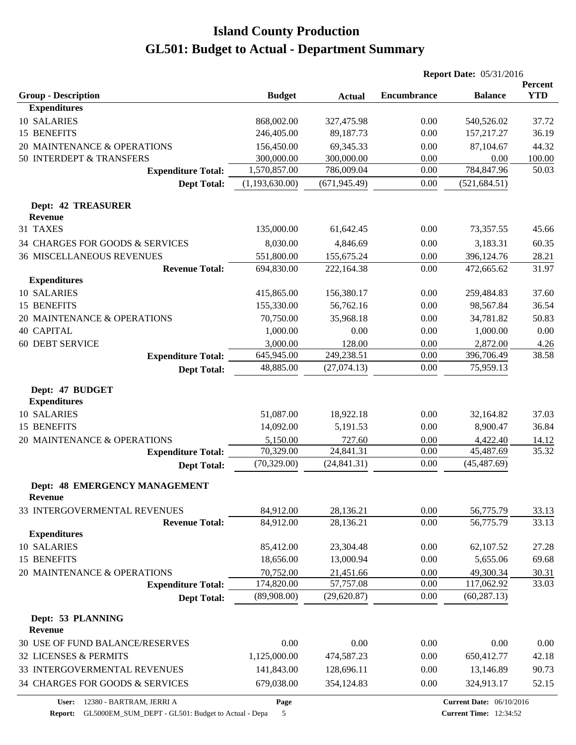# Island County Production
## GL501: Budget to Actual - Department Summary

**Report Date:** 05/31/2016

| Group - Description | Budget | Actual | Encumbrance | Balance | Percent YTD |
|---|---|---|---|---|---|
| **Expenditures** | | | | | |
| 10 SALARIES | 868,002.00 | 327,475.98 | 0.00 | 540,526.02 | 37.72 |
| 15 BENEFITS | 246,405.00 | 89,187.73 | 0.00 | 157,217.27 | 36.19 |
| 20 MAINTENANCE & OPERATIONS | 156,450.00 | 69,345.33 | 0.00 | 87,104.67 | 44.32 |
| 50 INTERDEPT & TRANSFERS | 300,000.00 | 300,000.00 | 0.00 | 0.00 | 100.00 |
| **Expenditure Total:** | 1,570,857.00 | 786,009.04 | 0.00 | 784,847.96 | 50.03 |
| **Dept Total:** | (1,193,630.00) | (671,945.49) | 0.00 | (521,684.51) | |
| **Dept: 42 TREASURER** | | | | | |
| **Revenue** | | | | | |
| 31 TAXES | 135,000.00 | 61,642.45 | 0.00 | 73,357.55 | 45.66 |
| 34 CHARGES FOR GOODS & SERVICES | 8,030.00 | 4,846.69 | 0.00 | 3,183.31 | 60.35 |
| 36 MISCELLANEOUS REVENUES | 551,800.00 | 155,675.24 | 0.00 | 396,124.76 | 28.21 |
| **Revenue Total:** | 694,830.00 | 222,164.38 | 0.00 | 472,665.62 | 31.97 |
| **Expenditures** | | | | | |
| 10 SALARIES | 415,865.00 | 156,380.17 | 0.00 | 259,484.83 | 37.60 |
| 15 BENEFITS | 155,330.00 | 56,762.16 | 0.00 | 98,567.84 | 36.54 |
| 20 MAINTENANCE & OPERATIONS | 70,750.00 | 35,968.18 | 0.00 | 34,781.82 | 50.83 |
| 40 CAPITAL | 1,000.00 | 0.00 | 0.00 | 1,000.00 | 0.00 |
| 60 DEBT SERVICE | 3,000.00 | 128.00 | 0.00 | 2,872.00 | 4.26 |
| **Expenditure Total:** | 645,945.00 | 249,238.51 | 0.00 | 396,706.49 | 38.58 |
| **Dept Total:** | 48,885.00 | (27,074.13) | 0.00 | 75,959.13 | |
| **Dept: 47 BUDGET** | | | | | |
| **Expenditures** | | | | | |
| 10 SALARIES | 51,087.00 | 18,922.18 | 0.00 | 32,164.82 | 37.03 |
| 15 BENEFITS | 14,092.00 | 5,191.53 | 0.00 | 8,900.47 | 36.84 |
| 20 MAINTENANCE & OPERATIONS | 5,150.00 | 727.60 | 0.00 | 4,422.40 | 14.12 |
| **Expenditure Total:** | 70,329.00 | 24,841.31 | 0.00 | 45,487.69 | 35.32 |
| **Dept Total:** | (70,329.00) | (24,841.31) | 0.00 | (45,487.69) | |
| **Dept: 48 EMERGENCY MANAGEMENT** | | | | | |
| **Revenue** | | | | | |
| 33 INTERGOVERMENTAL REVENUES | 84,912.00 | 28,136.21 | 0.00 | 56,775.79 | 33.13 |
| **Revenue Total:** | 84,912.00 | 28,136.21 | 0.00 | 56,775.79 | 33.13 |
| **Expenditures** | | | | | |
| 10 SALARIES | 85,412.00 | 23,304.48 | 0.00 | 62,107.52 | 27.28 |
| 15 BENEFITS | 18,656.00 | 13,000.94 | 0.00 | 5,655.06 | 69.68 |
| 20 MAINTENANCE & OPERATIONS | 70,752.00 | 21,451.66 | 0.00 | 49,300.34 | 30.31 |
| **Expenditure Total:** | 174,820.00 | 57,757.08 | 0.00 | 117,062.92 | 33.03 |
| **Dept Total:** | (89,908.00) | (29,620.87) | 0.00 | (60,287.13) | |
| **Dept: 53 PLANNING** | | | | | |
| **Revenue** | | | | | |
| 30 USE OF FUND BALANCE/RESERVES | 0.00 | 0.00 | 0.00 | 0.00 | 0.00 |
| 32 LICENSES & PERMITS | 1,125,000.00 | 474,587.23 | 0.00 | 650,412.77 | 42.18 |
| 33 INTERGOVERMENTAL REVENUES | 141,843.00 | 128,696.11 | 0.00 | 13,146.89 | 90.73 |
| 34 CHARGES FOR GOODS & SERVICES | 679,038.00 | 354,124.83 | 0.00 | 324,913.17 | 52.15 |

User: 12380 - BARTRAM, JERRI A  
Report: GL5000EM_SUM_DEPT - GL501: Budget to Actual - Depa  
Page 5  
Current Date: 06/10/2016  
Current Time: 12:34:52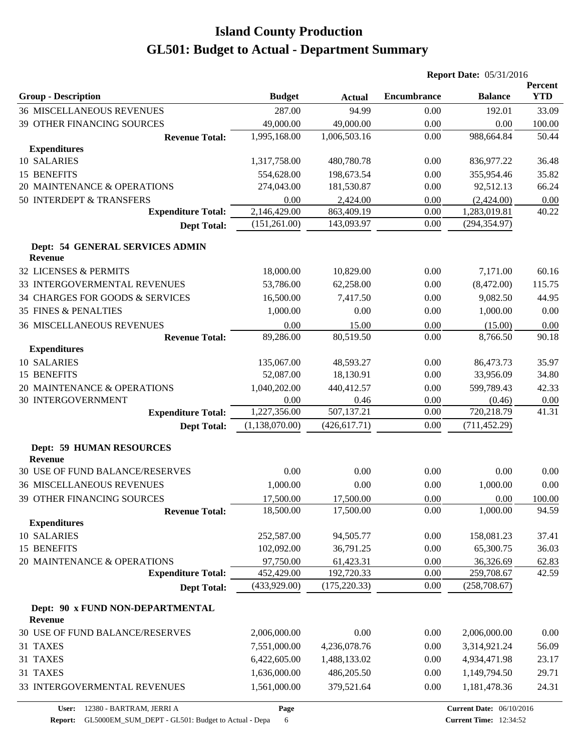# Island County Production
# GL501: Budget to Actual - Department Summary

**Report Date:** 05/31/2016

| Group - Description | Budget | Actual | Encumbrance | Balance | Percent YTD |
|---|---|---|---|---|---|
| 36 MISCELLANEOUS REVENUES | 287.00 | 94.99 | 0.00 | 192.01 | 33.09 |
| 39 OTHER FINANCING SOURCES | 49,000.00 | 49,000.00 | 0.00 | 0.00 | 100.00 |
| **Revenue Total:** | 1,995,168.00 | 1,006,503.16 | 0.00 | 988,664.84 | 50.44 |
| **Expenditures** | | | | | |
| 10 SALARIES | 1,317,758.00 | 480,780.78 | 0.00 | 836,977.22 | 36.48 |
| 15 BENEFITS | 554,628.00 | 198,673.54 | 0.00 | 355,954.46 | 35.82 |
| 20 MAINTENANCE & OPERATIONS | 274,043.00 | 181,530.87 | 0.00 | 92,512.13 | 66.24 |
| 50 INTERDEPT & TRANSFERS | 0.00 | 2,424.00 | 0.00 | (2,424.00) | 0.00 |
| **Expenditure Total:** | 2,146,429.00 | 863,409.19 | 0.00 | 1,283,019.81 | 40.22 |
| **Dept Total:** | (151,261.00) | 143,093.97 | 0.00 | (294,354.97) | |

**Dept: 54 GENERAL SERVICES ADMIN**

| Group - Description | Budget | Actual | Encumbrance | Balance | Percent YTD |
|---|---|---|---|---|---|
| **Revenue** | | | | | |
| 32 LICENSES & PERMITS | 18,000.00 | 10,829.00 | 0.00 | 7,171.00 | 60.16 |
| 33 INTERGOVERMENTAL REVENUES | 53,786.00 | 62,258.00 | 0.00 | (8,472.00) | 115.75 |
| 34 CHARGES FOR GOODS & SERVICES | 16,500.00 | 7,417.50 | 0.00 | 9,082.50 | 44.95 |
| 35 FINES & PENALTIES | 1,000.00 | 0.00 | 0.00 | 1,000.00 | 0.00 |
| 36 MISCELLANEOUS REVENUES | 0.00 | 15.00 | 0.00 | (15.00) | 0.00 |
| **Revenue Total:** | 89,286.00 | 80,519.50 | 0.00 | 8,766.50 | 90.18 |
| **Expenditures** | | | | | |
| 10 SALARIES | 135,067.00 | 48,593.27 | 0.00 | 86,473.73 | 35.97 |
| 15 BENEFITS | 52,087.00 | 18,130.91 | 0.00 | 33,956.09 | 34.80 |
| 20 MAINTENANCE & OPERATIONS | 1,040,202.00 | 440,412.57 | 0.00 | 599,789.43 | 42.33 |
| 30 INTERGOVERNMENT | 0.00 | 0.46 | 0.00 | (0.46) | 0.00 |
| **Expenditure Total:** | 1,227,356.00 | 507,137.21 | 0.00 | 720,218.79 | 41.31 |
| **Dept Total:** | (1,138,070.00) | (426,617.71) | 0.00 | (711,452.29) | |

**Dept: 59 HUMAN RESOURCES**

| Group - Description | Budget | Actual | Encumbrance | Balance | Percent YTD |
|---|---|---|---|---|---|
| **Revenue** | | | | | |
| 30 USE OF FUND BALANCE/RESERVES | 0.00 | 0.00 | 0.00 | 0.00 | 0.00 |
| 36 MISCELLANEOUS REVENUES | 1,000.00 | 0.00 | 0.00 | 1,000.00 | 0.00 |
| 39 OTHER FINANCING SOURCES | 17,500.00 | 17,500.00 | 0.00 | 0.00 | 100.00 |
| **Revenue Total:** | 18,500.00 | 17,500.00 | 0.00 | 1,000.00 | 94.59 |
| **Expenditures** | | | | | |
| 10 SALARIES | 252,587.00 | 94,505.77 | 0.00 | 158,081.23 | 37.41 |
| 15 BENEFITS | 102,092.00 | 36,791.25 | 0.00 | 65,300.75 | 36.03 |
| 20 MAINTENANCE & OPERATIONS | 97,750.00 | 61,423.31 | 0.00 | 36,326.69 | 62.83 |
| **Expenditure Total:** | 452,429.00 | 192,720.33 | 0.00 | 259,708.67 | 42.59 |
| **Dept Total:** | (433,929.00) | (175,220.33) | 0.00 | (258,708.67) | |

**Dept: 90 x FUND NON-DEPARTMENTAL**

| Group - Description | Budget | Actual | Encumbrance | Balance | Percent YTD |
|---|---|---|---|---|---|
| **Revenue** | | | | | |
| 30 USE OF FUND BALANCE/RESERVES | 2,006,000.00 | 0.00 | 0.00 | 2,006,000.00 | 0.00 |
| 31 TAXES | 7,551,000.00 | 4,236,078.76 | 0.00 | 3,314,921.24 | 56.09 |
| 31 TAXES | 6,422,605.00 | 1,488,133.02 | 0.00 | 4,934,471.98 | 23.17 |
| 31 TAXES | 1,636,000.00 | 486,205.50 | 0.00 | 1,149,794.50 | 29.71 |
| 33 INTERGOVERMENTAL REVENUES | 1,561,000.00 | 379,521.64 | 0.00 | 1,181,478.36 | 24.31 |

**User:** 12380 - BARTRAM, JERRI A
**Report:** GL5000EM_SUM_DEPT - GL501: Budget to Actual - Depa
**Current Date:** 06/10/2016
**Current Time:** 12:34:52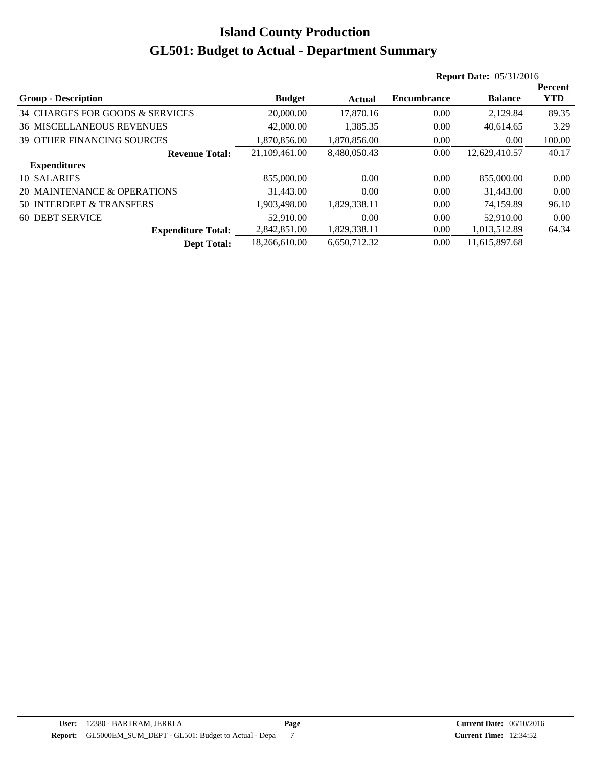# Island County Production
# GL501: Budget to Actual - Department Summary

**Report Date:** 05/31/2016

| Group - Description | Budget | Actual | Encumbrance | Balance | Percent YTD |
|---|---|---|---|---|---|
| 34 CHARGES FOR GOODS & SERVICES | 20,000.00 | 17,870.16 | 0.00 | 2,129.84 | 89.35 |
| 36 MISCELLANEOUS REVENUES | 42,000.00 | 1,385.35 | 0.00 | 40,614.65 | 3.29 |
| 39 OTHER FINANCING SOURCES | 1,870,856.00 | 1,870,856.00 | 0.00 | 0.00 | 100.00 |
| **Revenue Total:** | 21,109,461.00 | 8,480,050.43 | 0.00 | 12,629,410.57 | 40.17 |
| **Expenditures** | | | | | |
| 10 SALARIES | 855,000.00 | 0.00 | 0.00 | 855,000.00 | 0.00 |
| 20 MAINTENANCE & OPERATIONS | 31,443.00 | 0.00 | 0.00 | 31,443.00 | 0.00 |
| 50 INTERDEPT & TRANSFERS | 1,903,498.00 | 1,829,338.11 | 0.00 | 74,159.89 | 96.10 |
| 60 DEBT SERVICE | 52,910.00 | 0.00 | 0.00 | 52,910.00 | 0.00 |
| **Expenditure Total:** | 2,842,851.00 | 1,829,338.11 | 0.00 | 1,013,512.89 | 64.34 |
| **Dept Total:** | 18,266,610.00 | 6,650,712.32 | 0.00 | 11,615,897.68 | |

**User:** 12380 - BARTRAM, JERRI A
**Report:** GL5000EM_SUM_DEPT - GL501: Budget to Actual - Depa
**Page** 7
**Current Date:** 06/10/2016
**Current Time:** 12:34:52